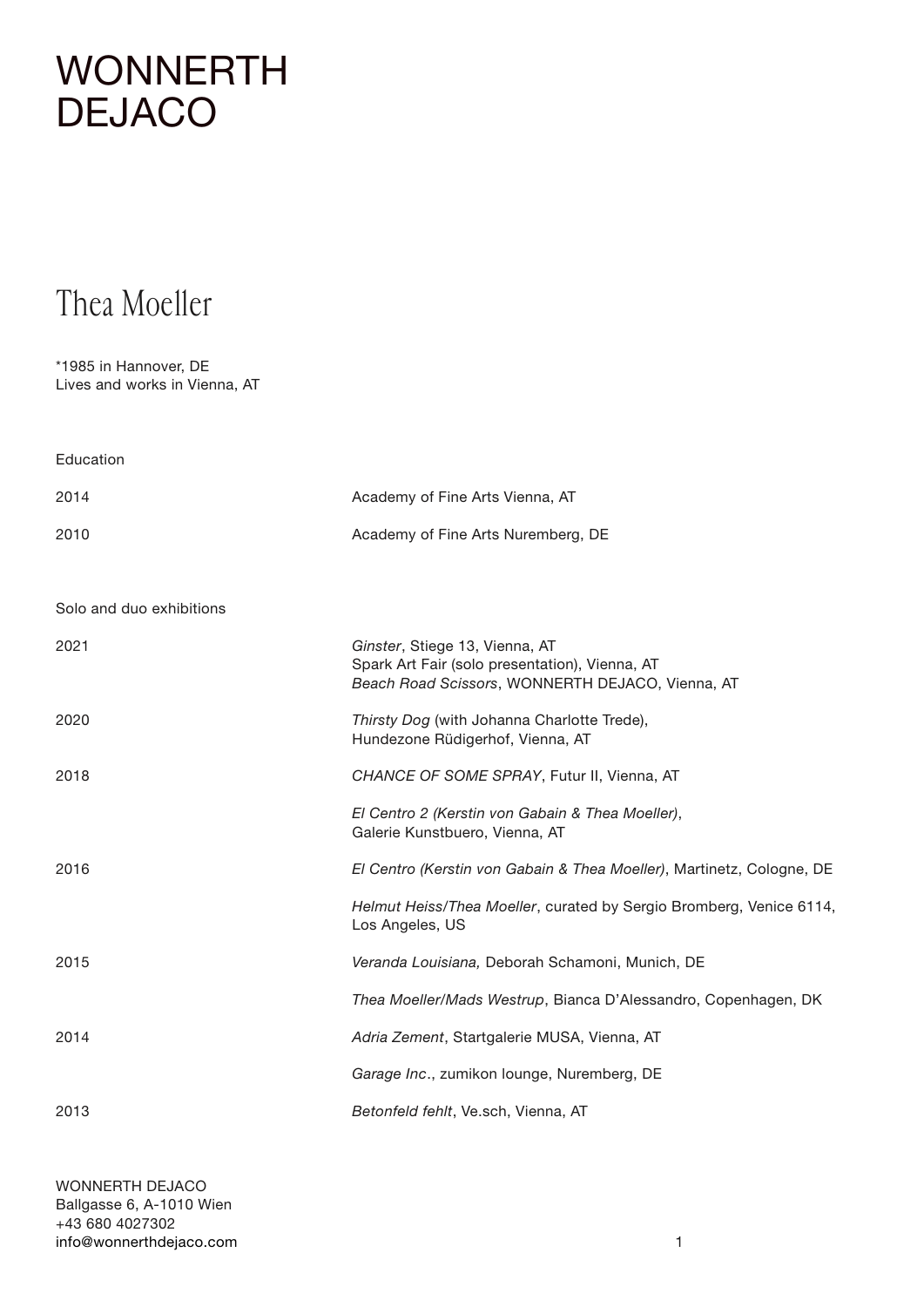# WONNERTH DEJACO

## Thea Moeller

*1985 in Hannover, DE
Lives and works in Vienna, AT

### Education

| | |
|---|---|
| 2014 | Academy of Fine Arts Vienna, AT |
| 2010 | Academy of Fine Arts Nuremberg, DE |

### Solo and duo exhibitions

| | |
|---|---|
| 2021 | *Ginster*, Stiege 13, Vienna, AT<br>Spark Art Fair (solo presentation), Vienna, AT<br>*Beach Road Scissors*, WONNERTH DEJACO, Vienna, AT |
| 2020 | *Thirsty Dog* (with Johanna Charlotte Trede), Hundezone Rüdigerhof, Vienna, AT |
| 2018 | *CHANCE OF SOME SPRAY*, Futur II, Vienna, AT |
| | *El Centro 2 (Kerstin von Gabain & Thea Moeller)*, Galerie Kunstbuero, Vienna, AT |
| 2016 | *El Centro (Kerstin von Gabain & Thea Moeller)*, Martinetz, Cologne, DE |
| | *Helmut Heiss/Thea Moeller*, curated by Sergio Bromberg, Venice 6114, Los Angeles, US |
| 2015 | *Veranda Louisiana,* Deborah Schamoni, Munich, DE |
| | *Thea Moeller/Mads Westrup*, Bianca D'Alessandro, Copenhagen, DK |
| 2014 | *Adria Zement*, Startgalerie MUSA, Vienna, AT |
| | *Garage Inc*., zumikon lounge, Nuremberg, DE |
| 2013 | *Betonfeld fehlt*, Ve.sch, Vienna, AT |

WONNERTH DEJACO
Ballgasse 6, A-1010 Wien
+43 680 4027302
info@wonnerthdejaco.com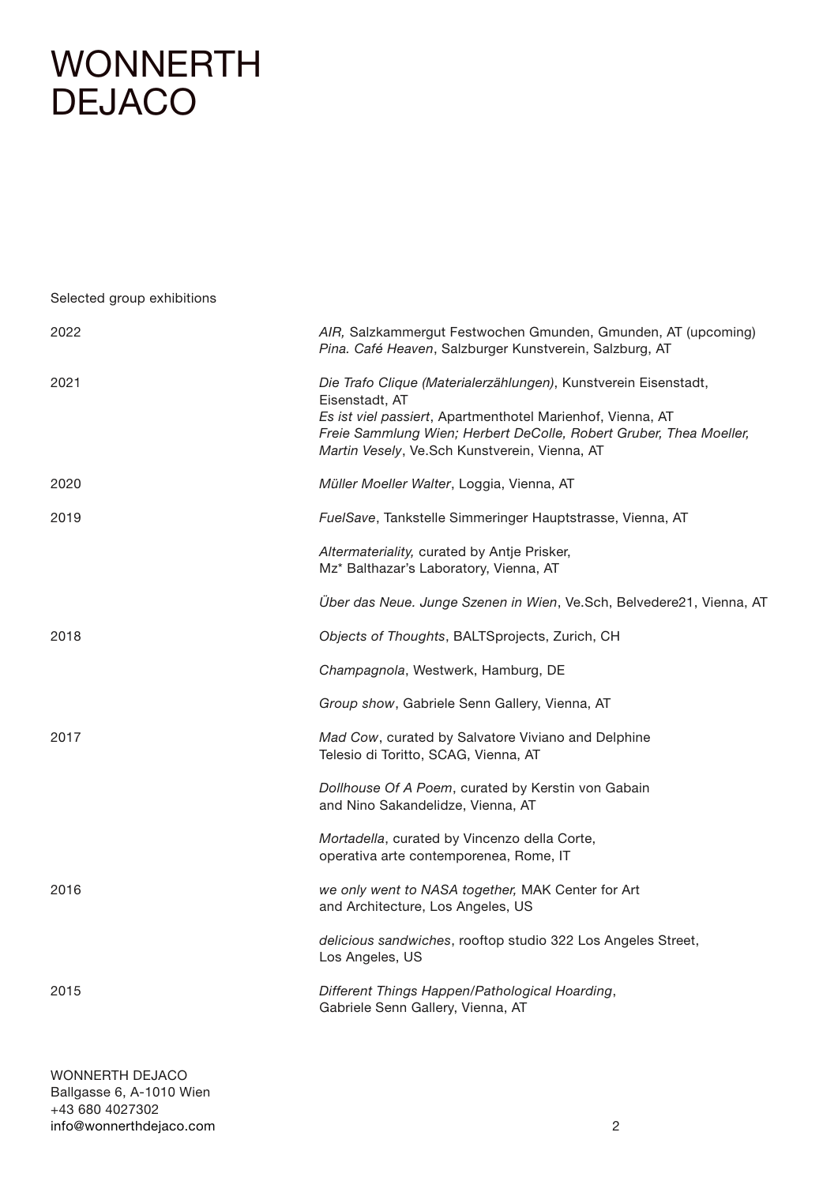# WONNERTH DEJACO

Selected group exhibitions

**2022**

*AIR,* Salzkammergut Festwochen Gmunden, Gmunden, AT (upcoming)
*Pina. Café Heaven*, Salzburger Kunstverein, Salzburg, AT

**2021**

*Die Trafo Clique (Materialerzählungen)*, Kunstverein Eisenstadt, Eisenstadt, AT
*Es ist viel passiert*, Apartmenthotel Marienhof, Vienna, AT
*Freie Sammlung Wien; Herbert DeColle, Robert Gruber, Thea Moeller, Martin Vesely*, Ve.Sch Kunstverein, Vienna, AT

**2020**

*Müller Moeller Walter*, Loggia, Vienna, AT

**2019**

*FuelSave*, Tankstelle Simmeringer Hauptstrasse, Vienna, AT

*Altermateriality,* curated by Antje Prisker, Mz* Balthazar's Laboratory, Vienna, AT

*Über das Neue. Junge Szenen in Wien*, Ve.Sch, Belvedere21, Vienna, AT

**2018**

*Objects of Thoughts*, BALTSprojects, Zurich, CH

*Champagnola*, Westwerk, Hamburg, DE

*Group show*, Gabriele Senn Gallery, Vienna, AT

**2017**

*Mad Cow*, curated by Salvatore Viviano and Delphine Telesio di Toritto, SCAG, Vienna, AT

*Dollhouse Of A Poem*, curated by Kerstin von Gabain and Nino Sakandelidze, Vienna, AT

*Mortadella*, curated by Vincenzo della Corte, operativa arte contemporenea, Rome, IT

**2016**

*we only went to NASA together,* MAK Center for Art and Architecture, Los Angeles, US

*delicious sandwiches*, rooftop studio 322 Los Angeles Street, Los Angeles, US

**2015**

*Different Things Happen/Pathological Hoarding*, Gabriele Senn Gallery, Vienna, AT

WONNERTH DEJACO
Ballgasse 6, A-1010 Wien
+43 680 4027302
info@wonnerthdejaco.com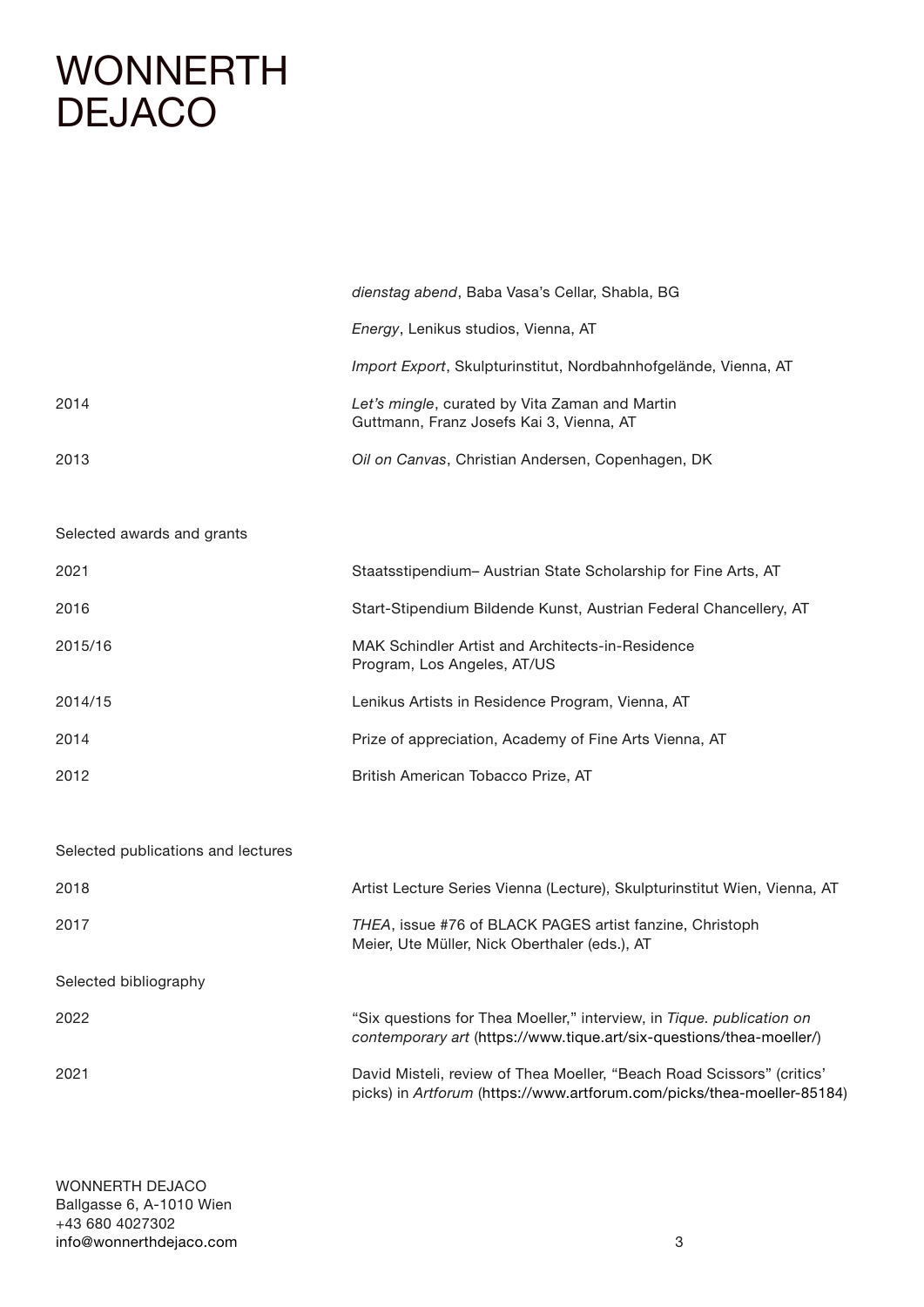| | |
|---|---|
| | *dienstag abend*, Baba Vasa's Cellar, Shabla, BG |
| | *Energy*, Lenikus studios, Vienna, AT |
| | *Import Export*, Skulpturinstitut, Nordbahnhofgelände, Vienna, AT |
| 2014 | *Let's mingle*, curated by Vita Zaman and Martin Guttmann, Franz Josefs Kai 3, Vienna, AT |
| 2013 | *Oil on Canvas*, Christian Andersen, Copenhagen, DK |

Selected awards and grants

| | |
|---|---|
| 2021 | Staatsstipendium– Austrian State Scholarship for Fine Arts, AT |
| 2016 | Start-Stipendium Bildende Kunst, Austrian Federal Chancellery, AT |
| 2015/16 | MAK Schindler Artist and Architects-in-Residence Program, Los Angeles, AT/US |
| 2014/15 | Lenikus Artists in Residence Program, Vienna, AT |
| 2014 | Prize of appreciation, Academy of Fine Arts Vienna, AT |
| 2012 | British American Tobacco Prize, AT |

Selected publications and lectures

| | |
|---|---|
| 2018 | Artist Lecture Series Vienna (Lecture), Skulpturinstitut Wien, Vienna, AT |
| 2017 | *THEA*, issue #76 of BLACK PAGES artist fanzine, Christoph Meier, Ute Müller, Nick Oberthaler (eds.), AT |

Selected bibliography

| | |
|---|---|
| 2022 | "Six questions for Thea Moeller," interview, in *Tique. publication on contemporary art* (https://www.tique.art/six-questions/thea-moeller/) |
| 2021 | David Misteli, review of Thea Moeller, "Beach Road Scissors" (critics' picks) in *Artforum* (https://www.artforum.com/picks/thea-moeller-85184) |

WONNERTH DEJACO
Ballgasse 6, A-1010 Wien
+43 680 4027302
info@wonnerthdejaco.com